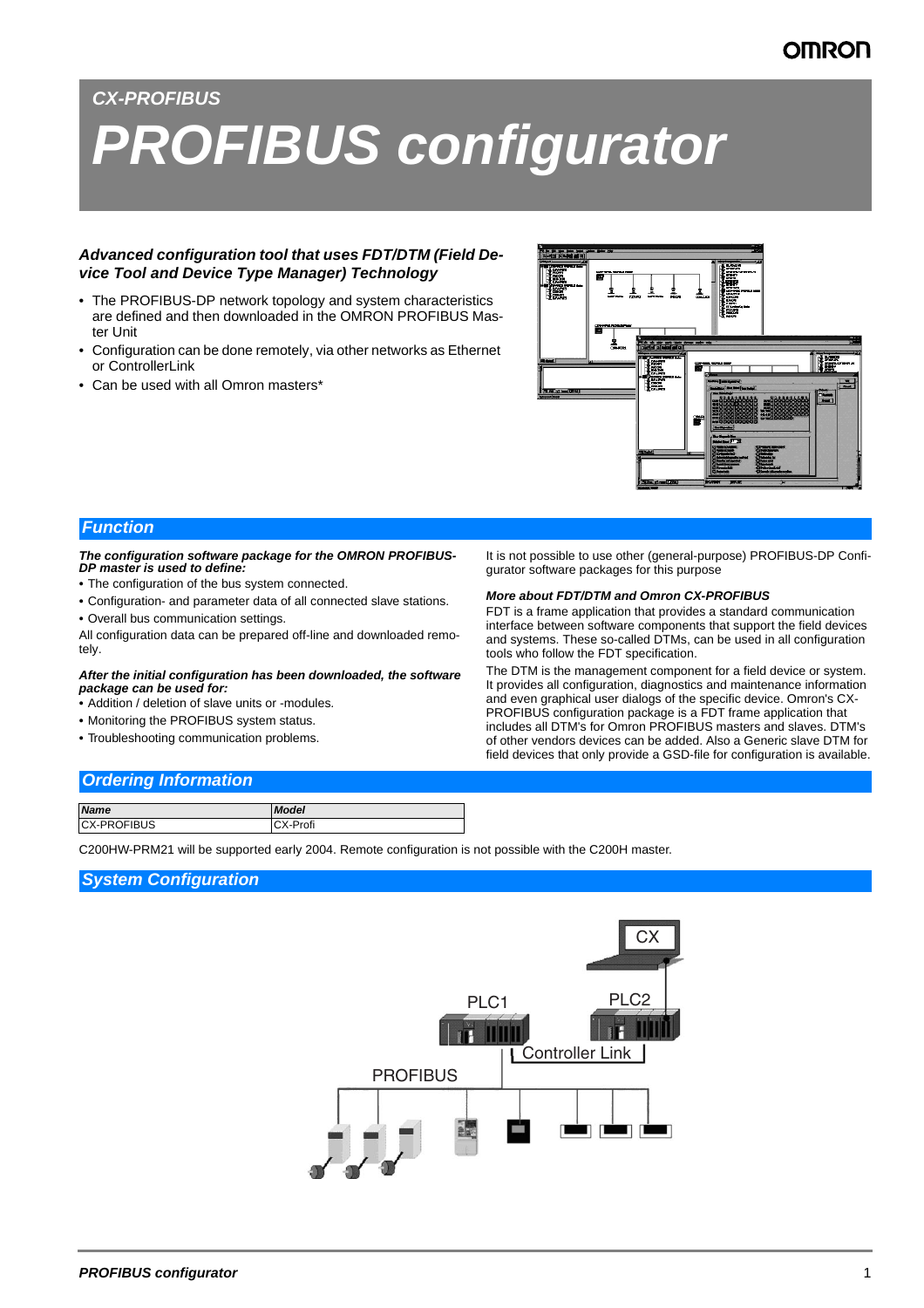CX-PROFIBUS

# PROFIBUS configurator

### *Advanced configuration tool that uses FDT/DTM (Field Device Tool and Device Type Manager) Technology*

- The PROFIBUS-DP network topology and system characteristics are defined and then downloaded in the OMRON PROFIBUS Master Unit
- Configuration can be done remotely, via other networks as Ethernet or ControllerLink
- Can be used with all Omron masters*

## Function

***The configuration software package for the OMRON PROFIBUS-DP master is used to define:***

- The configuration of the bus system connected.
- Configuration- and parameter data of all connected slave stations.
- Overall bus communication settings.

All configuration data can be prepared off-line and downloaded remotely.

***After the initial configuration has been downloaded, the software package can be used for:***

- Addition / deletion of slave units or -modules.
- Monitoring the PROFIBUS system status.
- Troubleshooting communication problems.

It is not possible to use other (general-purpose) PROFIBUS-DP Configurator software packages for this purpose

***More about FDT/DTM and Omron CX-PROFIBUS***

FDT is a frame application that provides a standard communication interface between software components that support the field devices and systems. These so-called DTMs, can be used in all configuration tools who follow the FDT specification.

The DTM is the management component for a field device or system. It provides all configuration, diagnostics and maintenance information and even graphical user dialogs of the specific device. Omron's CX-PROFIBUS configuration package is a FDT frame application that includes all DTM's for Omron PROFIBUS masters and slaves. DTM's of other vendors devices can be added. Also a Generic slave DTM for field devices that only provide a GSD-file for configuration is available.

## Ordering Information

| Name | Model |
|---|---|
| CX-PROFIBUS | CX-Profi |

C200HW-PRM21 will be supported early 2004. Remote configuration is not possible with the C200H master.

## System Configuration

CX

PLC1

PLC2

Controller Link

PROFIBUS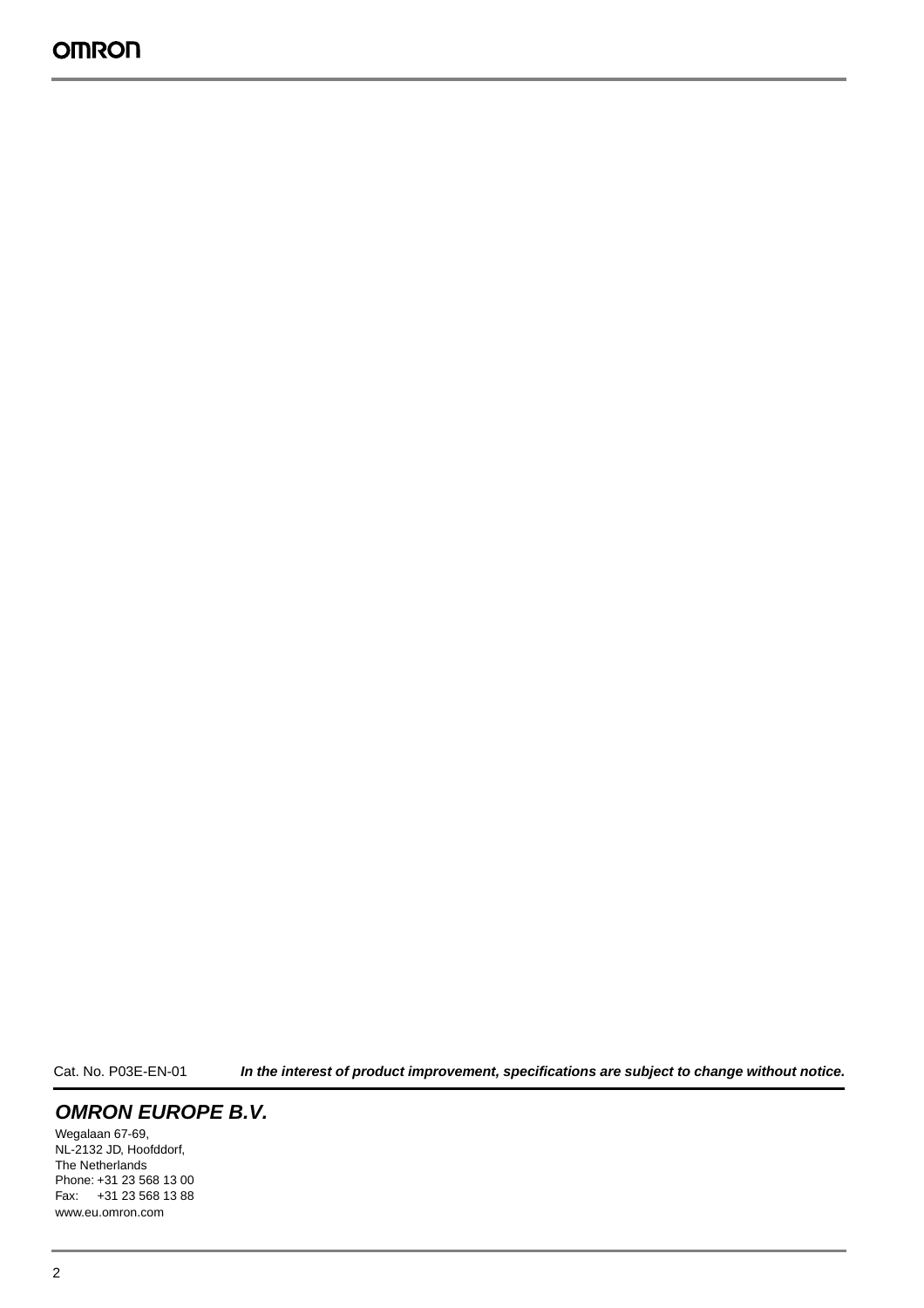Cat. No. P03E-EN-01

***In the interest of product improvement, specifications are subject to change without notice.***

## *OMRON EUROPE B.V.*

Wegalaan 67-69,
NL-2132 JD, Hoofddorf,
The Netherlands
Phone: +31 23 568 13 00
Fax: +31 23 568 13 88
www.eu.omron.com